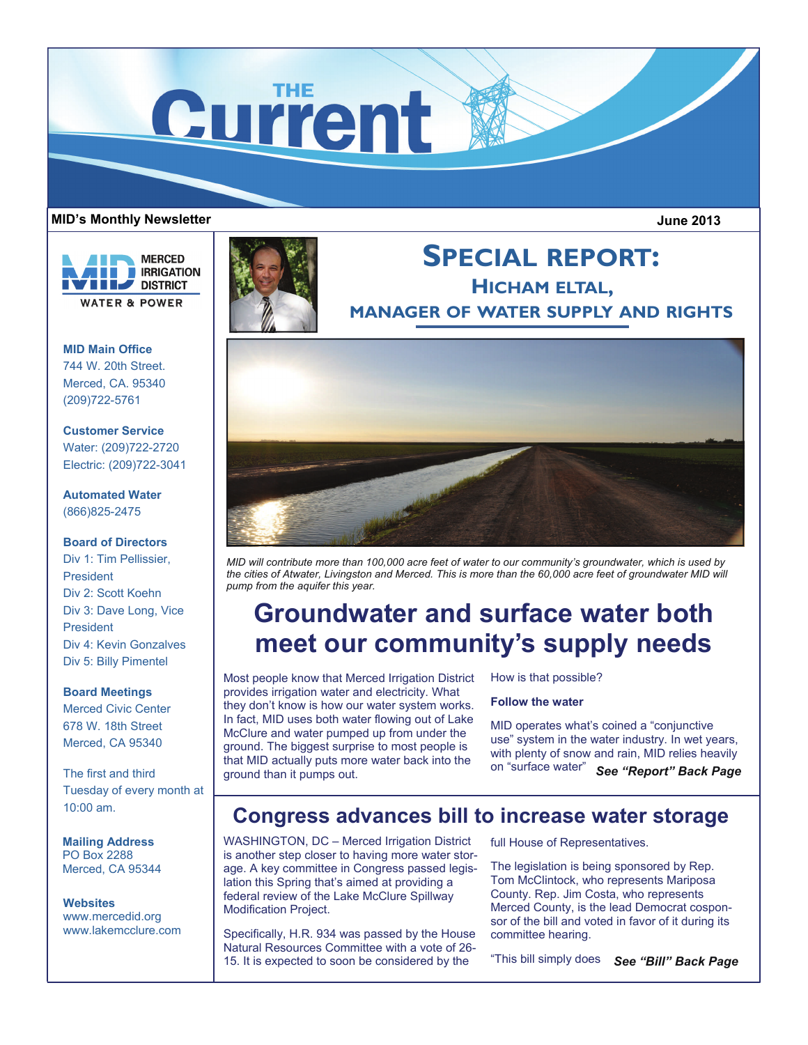# THE Current

**MID's Monthly Newsletter** **June 2013**

MERCED IRRIGATION DISTRICT
WATER & POWER

**MID Main Office**
744 W. 20th Street.
Merced, CA. 95340
(209)722-5761

**Customer Service**
Water: (209)722-2720
Electric: (209)722-3041

**Automated Water**
(866)825-2475

**Board of Directors**
Div 1: Tim Pellissier, President
Div 2: Scott Koehn
Div 3: Dave Long, Vice President
Div 4: Kevin Gonzalves
Div 5: Billy Pimentel

**Board Meetings**
Merced Civic Center
678 W. 18th Street
Merced, CA 95340

The first and third Tuesday of every month at 10:00 am.

**Mailing Address**
PO Box 2288
Merced, CA 95344

**Websites**
www.mercedid.org
www.lakemcclure.com

## SPECIAL REPORT:
### HICHAM ELTAL, MANAGER OF WATER SUPPLY AND RIGHTS

*MID will contribute more than 100,000 acre feet of water to our community's groundwater, which is used by the cities of Atwater, Livingston and Merced. This is more than the 60,000 acre feet of groundwater MID will pump from the aquifer this year.*

## Groundwater and surface water both meet our community's supply needs

Most people know that Merced Irrigation District provides irrigation water and electricity. What they don't know is how our water system works. In fact, MID uses both water flowing out of Lake McClure and water pumped up from under the ground. The biggest surprise to most people is that MID actually puts more water back into the ground than it pumps out.

How is that possible?

**Follow the water**

MID operates what's coined a "conjunctive use" system in the water industry. In wet years, with plenty of snow and rain, MID relies heavily on "surface water" ***See "Report" Back Page***

## Congress advances bill to increase water storage

WASHINGTON, DC – Merced Irrigation District is another step closer to having more water storage. A key committee in Congress passed legislation this Spring that's aimed at providing a federal review of the Lake McClure Spillway Modification Project.

Specifically, H.R. 934 was passed by the House Natural Resources Committee with a vote of 26-15. It is expected to soon be considered by the full House of Representatives.

The legislation is being sponsored by Rep. Tom McClintock, who represents Mariposa County. Rep. Jim Costa, who represents Merced County, is the lead Democrat cosponsor of the bill and voted in favor of it during its committee hearing.

"This bill simply does ***See "Bill" Back Page***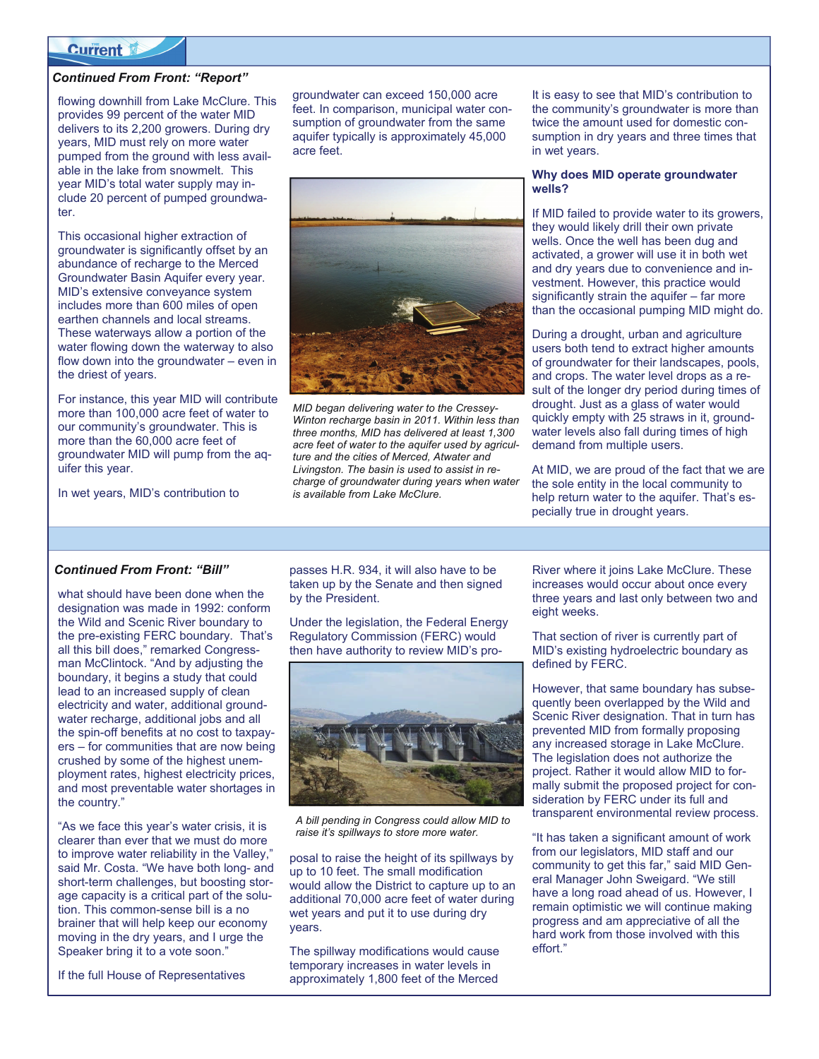### *Continued From Front: "Report"*

flowing downhill from Lake McClure. This provides 99 percent of the water MID delivers to its 2,200 growers. During dry years, MID must rely on more water pumped from the ground with less available in the lake from snowmelt. This year MID's total water supply may include 20 percent of pumped groundwater.

This occasional higher extraction of groundwater is significantly offset by an abundance of recharge to the Merced Groundwater Basin Aquifer every year. MID's extensive conveyance system includes more than 600 miles of open earthen channels and local streams. These waterways allow a portion of the water flowing down the waterway to also flow down into the groundwater – even in the driest of years.

For instance, this year MID will contribute more than 100,000 acre feet of water to our community's groundwater. This is more than the 60,000 acre feet of groundwater MID will pump from the aquifer this year.

In wet years, MID's contribution to groundwater can exceed 150,000 acre feet. In comparison, municipal water consumption of groundwater from the same aquifer typically is approximately 45,000 acre feet.

*MID began delivering water to the Cressey-Winton recharge basin in 2011. Within less than three months, MID has delivered at least 1,300 acre feet of water to the aquifer used by agriculture and the cities of Merced, Atwater and Livingston. The basin is used to assist in recharge of groundwater during years when water is available from Lake McClure.*

It is easy to see that MID's contribution to the community's groundwater is more than twice the amount used for domestic consumption in dry years and three times that in wet years.

**Why does MID operate groundwater wells?**

If MID failed to provide water to its growers, they would likely drill their own private wells. Once the well has been dug and activated, a grower will use it in both wet and dry years due to convenience and investment. However, this practice would significantly strain the aquifer – far more than the occasional pumping MID might do.

During a drought, urban and agriculture users both tend to extract higher amounts of groundwater for their landscapes, pools, and crops. The water level drops as a result of the longer dry period during times of drought. Just as a glass of water would quickly empty with 25 straws in it, groundwater levels also fall during times of high demand from multiple users.

At MID, we are proud of the fact that we are the sole entity in the local community to help return water to the aquifer. That's especially true in drought years.

### *Continued From Front: "Bill"*

what should have been done when the designation was made in 1992: conform the Wild and Scenic River boundary to the pre-existing FERC boundary. That's all this bill does," remarked Congressman McClintock. "And by adjusting the boundary, it begins a study that could lead to an increased supply of clean electricity and water, additional groundwater recharge, additional jobs and all the spin-off benefits at no cost to taxpayers – for communities that are now being crushed by some of the highest unemployment rates, highest electricity prices, and most preventable water shortages in the country."

"As we face this year's water crisis, it is clearer than ever that we must do more to improve water reliability in the Valley," said Mr. Costa. "We have both long- and short-term challenges, but boosting storage capacity is a critical part of the solution. This common-sense bill is a no brainer that will help keep our economy moving in the dry years, and I urge the Speaker bring it to a vote soon."

If the full House of Representatives passes H.R. 934, it will also have to be taken up by the Senate and then signed by the President.

Under the legislation, the Federal Energy Regulatory Commission (FERC) would then have authority to review MID's proposal to raise the height of its spillways by up to 10 feet. The small modification would allow the District to capture up to an additional 70,000 acre feet of water during wet years and put it to use during dry years.

*A bill pending in Congress could allow MID to raise it's spillways to store more water.*

The spillway modifications would cause temporary increases in water levels in approximately 1,800 feet of the Merced River where it joins Lake McClure. These increases would occur about once every three years and last only between two and eight weeks.

That section of river is currently part of MID's existing hydroelectric boundary as defined by FERC.

However, that same boundary has subsequently been overlapped by the Wild and Scenic River designation. That in turn has prevented MID from formally proposing any increased storage in Lake McClure. The legislation does not authorize the project. Rather it would allow MID to formally submit the proposed project for consideration by FERC under its full and transparent environmental review process.

"It has taken a significant amount of work from our legislators, MID staff and our community to get this far," said MID General Manager John Sweigard. "We still have a long road ahead of us. However, I remain optimistic we will continue making progress and am appreciative of all the hard work from those involved with this effort."